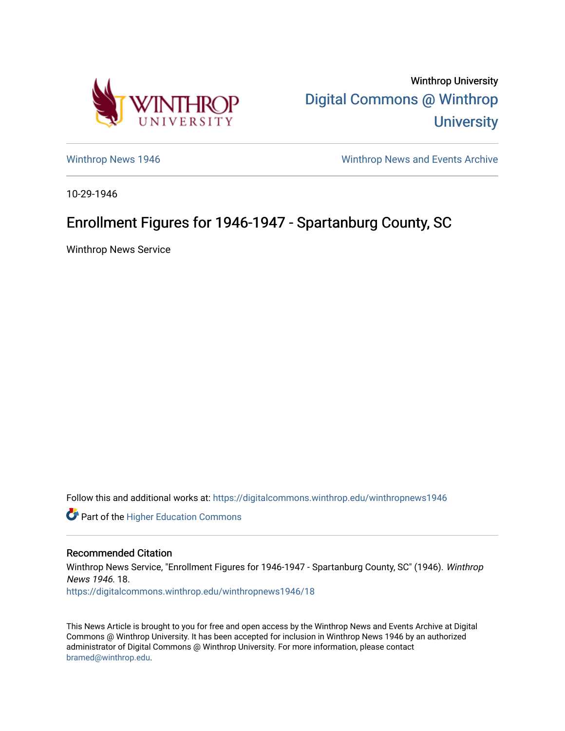Winthrop University

# Digital Commons @ Winthrop University

Winthrop News 1946 | Winthrop News and Events Archive

10-29-1946

## Enrollment Figures for 1946-1947 - Spartanburg County, SC

Winthrop News Service

Follow this and additional works at: https://digitalcommons.winthrop.edu/winthropnews1946

Part of the Higher Education Commons

### Recommended Citation

Winthrop News Service, "Enrollment Figures for 1946-1947 - Spartanburg County, SC" (1946). *Winthrop News 1946*. 18.
https://digitalcommons.winthrop.edu/winthropnews1946/18

This News Article is brought to you for free and open access by the Winthrop News and Events Archive at Digital Commons @ Winthrop University. It has been accepted for inclusion in Winthrop News 1946 by an authorized administrator of Digital Commons @ Winthrop University. For more information, please contact bramed@winthrop.edu.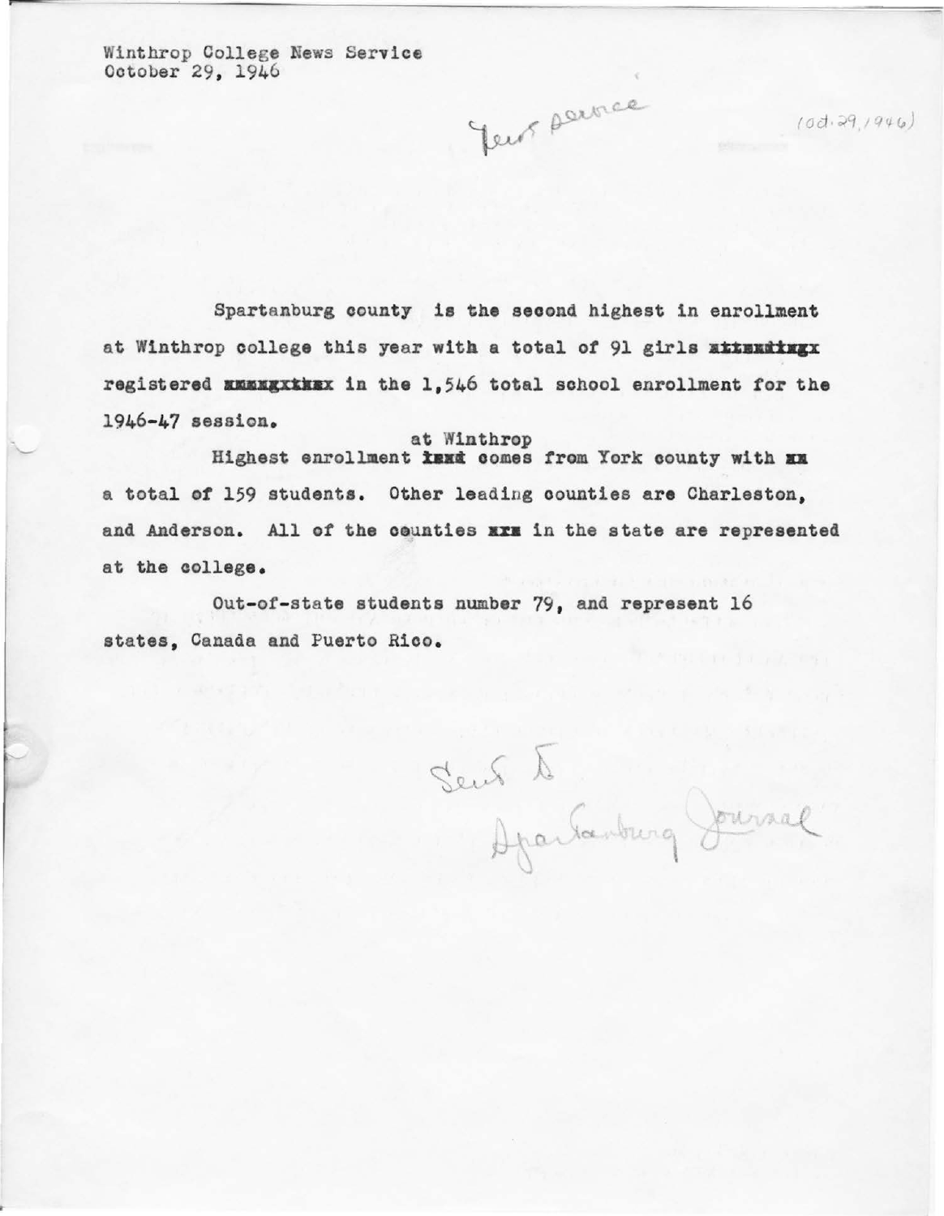Winthrop College News Service
October 29, 1946

Sent service

(Oct. 29, 1946)

Spartanburg county is the second highest in enrollment at Winthrop college this year with a total of 91 girls attending registered in the 1,546 total school enrollment for the 1946-47 session.

Highest enrollment at Winthrop comes from York county with a total of 159 students. Other leading counties are Charleston, and Anderson. All of the counties in the state are represented at the college.

Out-of-state students number 79, and represent 16 states, Canada and Puerto Rico.

Sent to Spartanburg Journal